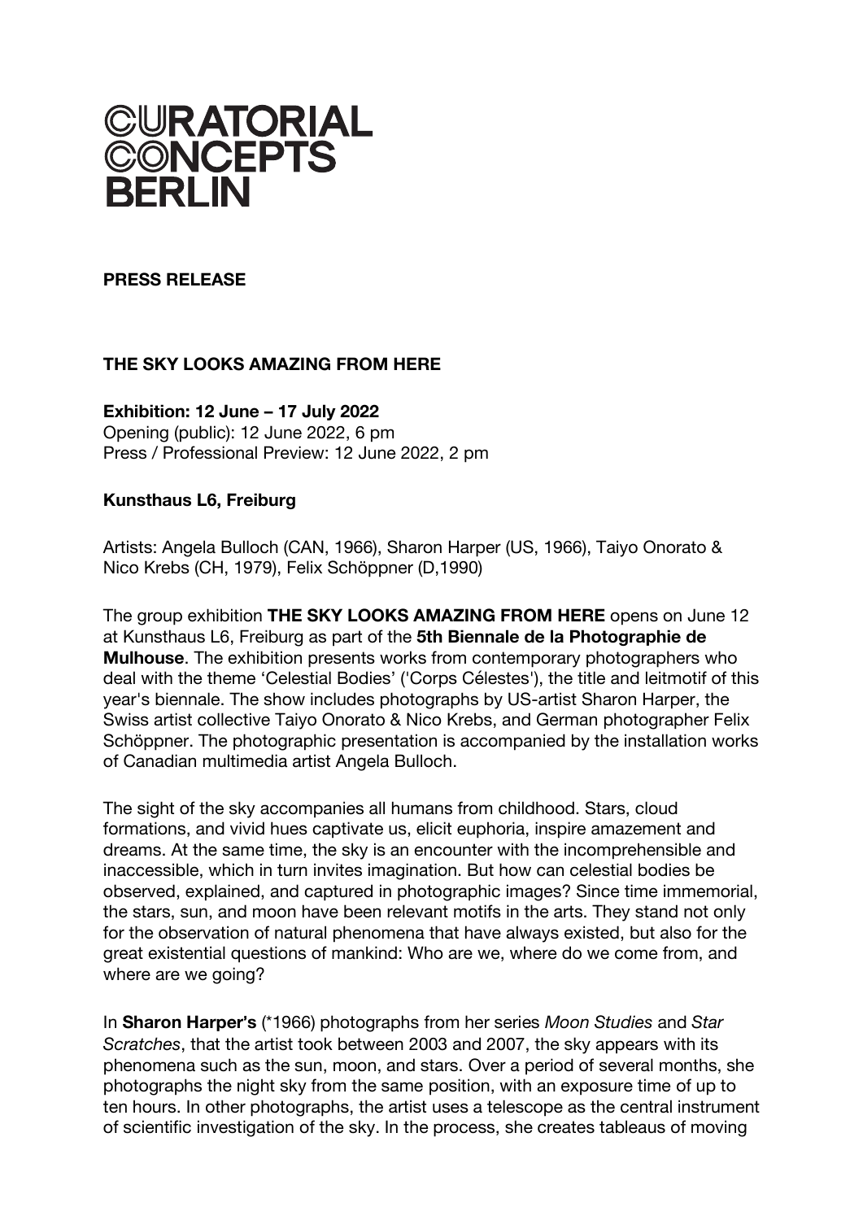# CURATORIAL CONCEPTS BERLIN

**PRESS RELEASE**

**THE SKY LOOKS AMAZING FROM HERE**

**Exhibition: 12 June – 17 July 2022**
Opening (public): 12 June 2022, 6 pm
Press / Professional Preview: 12 June 2022, 2 pm

**Kunsthaus L6, Freiburg**

Artists: Angela Bulloch (CAN, 1966), Sharon Harper (US, 1966), Taiyo Onorato & Nico Krebs (CH, 1979), Felix Schöppner (D,1990)

The group exhibition **THE SKY LOOKS AMAZING FROM HERE** opens on June 12 at Kunsthaus L6, Freiburg as part of the **5th Biennale de la Photographie de Mulhouse**. The exhibition presents works from contemporary photographers who deal with the theme 'Celestial Bodies' ('Corps Célestes'), the title and leitmotif of this year's biennale. The show includes photographs by US-artist Sharon Harper, the Swiss artist collective Taiyo Onorato & Nico Krebs, and German photographer Felix Schöppner. The photographic presentation is accompanied by the installation works of Canadian multimedia artist Angela Bulloch.

The sight of the sky accompanies all humans from childhood. Stars, cloud formations, and vivid hues captivate us, elicit euphoria, inspire amazement and dreams. At the same time, the sky is an encounter with the incomprehensible and inaccessible, which in turn invites imagination. But how can celestial bodies be observed, explained, and captured in photographic images? Since time immemorial, the stars, sun, and moon have been relevant motifs in the arts. They stand not only for the observation of natural phenomena that have always existed, but also for the great existential questions of mankind: Who are we, where do we come from, and where are we going?

In **Sharon Harper's** (*1966) photographs from her series *Moon Studies* and *Star Scratches*, that the artist took between 2003 and 2007, the sky appears with its phenomena such as the sun, moon, and stars. Over a period of several months, she photographs the night sky from the same position, with an exposure time of up to ten hours. In other photographs, the artist uses a telescope as the central instrument of scientific investigation of the sky. In the process, she creates tableaus of moving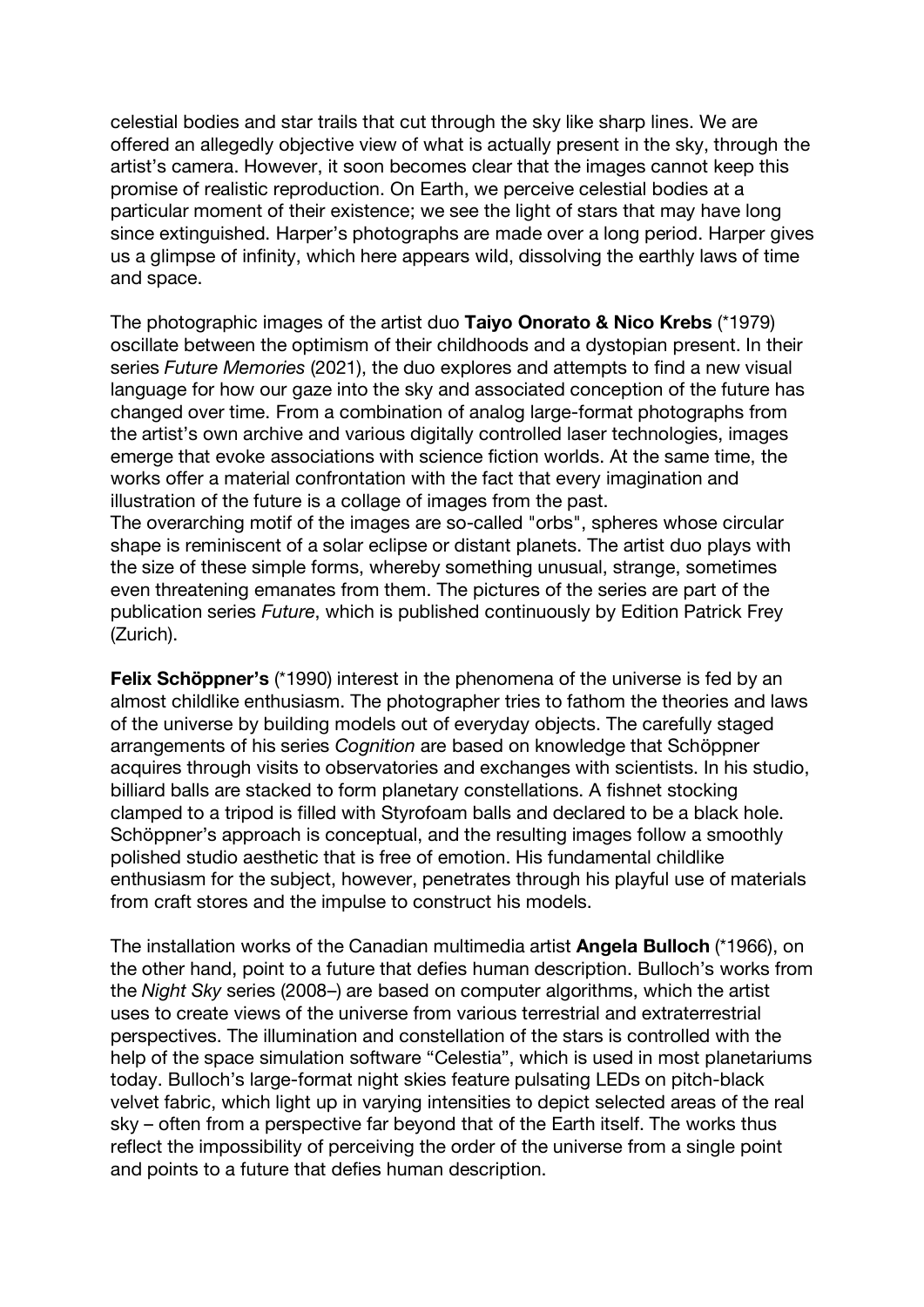celestial bodies and star trails that cut through the sky like sharp lines. We are offered an allegedly objective view of what is actually present in the sky, through the artist's camera. However, it soon becomes clear that the images cannot keep this promise of realistic reproduction. On Earth, we perceive celestial bodies at a particular moment of their existence; we see the light of stars that may have long since extinguished. Harper's photographs are made over a long period. Harper gives us a glimpse of infinity, which here appears wild, dissolving the earthly laws of time and space.

The photographic images of the artist duo **Taiyo Onorato & Nico Krebs** (*1979) oscillate between the optimism of their childhoods and a dystopian present. In their series *Future Memories* (2021), the duo explores and attempts to find a new visual language for how our gaze into the sky and associated conception of the future has changed over time. From a combination of analog large-format photographs from the artist's own archive and various digitally controlled laser technologies, images emerge that evoke associations with science fiction worlds. At the same time, the works offer a material confrontation with the fact that every imagination and illustration of the future is a collage of images from the past.
The overarching motif of the images are so-called "orbs", spheres whose circular shape is reminiscent of a solar eclipse or distant planets. The artist duo plays with the size of these simple forms, whereby something unusual, strange, sometimes even threatening emanates from them. The pictures of the series are part of the publication series *Future*, which is published continuously by Edition Patrick Frey (Zurich).

**Felix Schöppner's** (*1990) interest in the phenomena of the universe is fed by an almost childlike enthusiasm. The photographer tries to fathom the theories and laws of the universe by building models out of everyday objects. The carefully staged arrangements of his series *Cognition* are based on knowledge that Schöppner acquires through visits to observatories and exchanges with scientists. In his studio, billiard balls are stacked to form planetary constellations. A fishnet stocking clamped to a tripod is filled with Styrofoam balls and declared to be a black hole. Schöppner's approach is conceptual, and the resulting images follow a smoothly polished studio aesthetic that is free of emotion. His fundamental childlike enthusiasm for the subject, however, penetrates through his playful use of materials from craft stores and the impulse to construct his models.

The installation works of the Canadian multimedia artist **Angela Bulloch** (*1966), on the other hand, point to a future that defies human description. Bulloch's works from the *Night Sky* series (2008–) are based on computer algorithms, which the artist uses to create views of the universe from various terrestrial and extraterrestrial perspectives. The illumination and constellation of the stars is controlled with the help of the space simulation software "Celestia", which is used in most planetariums today. Bulloch's large-format night skies feature pulsating LEDs on pitch-black velvet fabric, which light up in varying intensities to depict selected areas of the real sky – often from a perspective far beyond that of the Earth itself. The works thus reflect the impossibility of perceiving the order of the universe from a single point and points to a future that defies human description.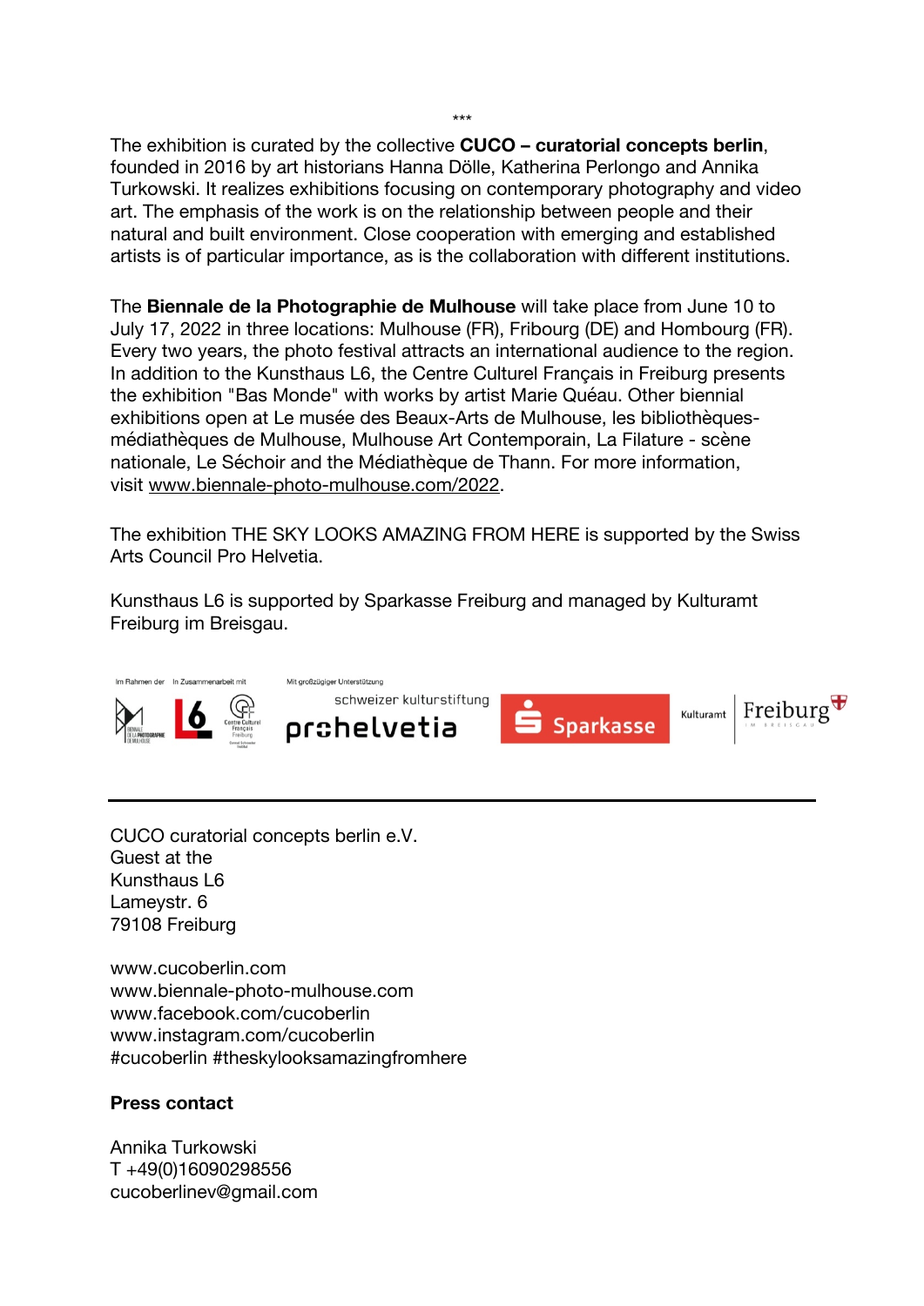\*\*\*

The exhibition is curated by the collective **CUCO – curatorial concepts berlin**, founded in 2016 by art historians Hanna Dölle, Katherina Perlongo and Annika Turkowski. It realizes exhibitions focusing on contemporary photography and video art. The emphasis of the work is on the relationship between people and their natural and built environment. Close cooperation with emerging and established artists is of particular importance, as is the collaboration with different institutions.

The **Biennale de la Photographie de Mulhouse** will take place from June 10 to July 17, 2022 in three locations: Mulhouse (FR), Fribourg (DE) and Hombourg (FR). Every two years, the photo festival attracts an international audience to the region. In addition to the Kunsthaus L6, the Centre Culturel Français in Freiburg presents the exhibition "Bas Monde" with works by artist Marie Quéau. Other biennial exhibitions open at Le musée des Beaux-Arts de Mulhouse, les bibliothèques-médiathèques de Mulhouse, Mulhouse Art Contemporain, La Filature - scène nationale, Le Séchoir and the Médiathèque de Thann. For more information, visit www.biennale-photo-mulhouse.com/2022.

The exhibition THE SKY LOOKS AMAZING FROM HERE is supported by the Swiss Arts Council Pro Helvetia.

Kunsthaus L6 is supported by Sparkasse Freiburg and managed by Kulturamt Freiburg im Breisgau.

Im Rahmen der In Zusammenarbeit mit Mit großzügiger Unterstützung

schweizer kulturstiftung prohelvetia Sparkasse Kulturamt Freiburg im Breisgau

---

CUCO curatorial concepts berlin e.V.
Guest at the
Kunsthaus L6
Lameystr. 6
79108 Freiburg

www.cucoberlin.com
www.biennale-photo-mulhouse.com
www.facebook.com/cucoberlin
www.instagram.com/cucoberlin
#cucoberlin #theskylooksamazingfromhere

**Press contact**

Annika Turkowski
T +49(0)16090298556
cucoberlinev@gmail.com